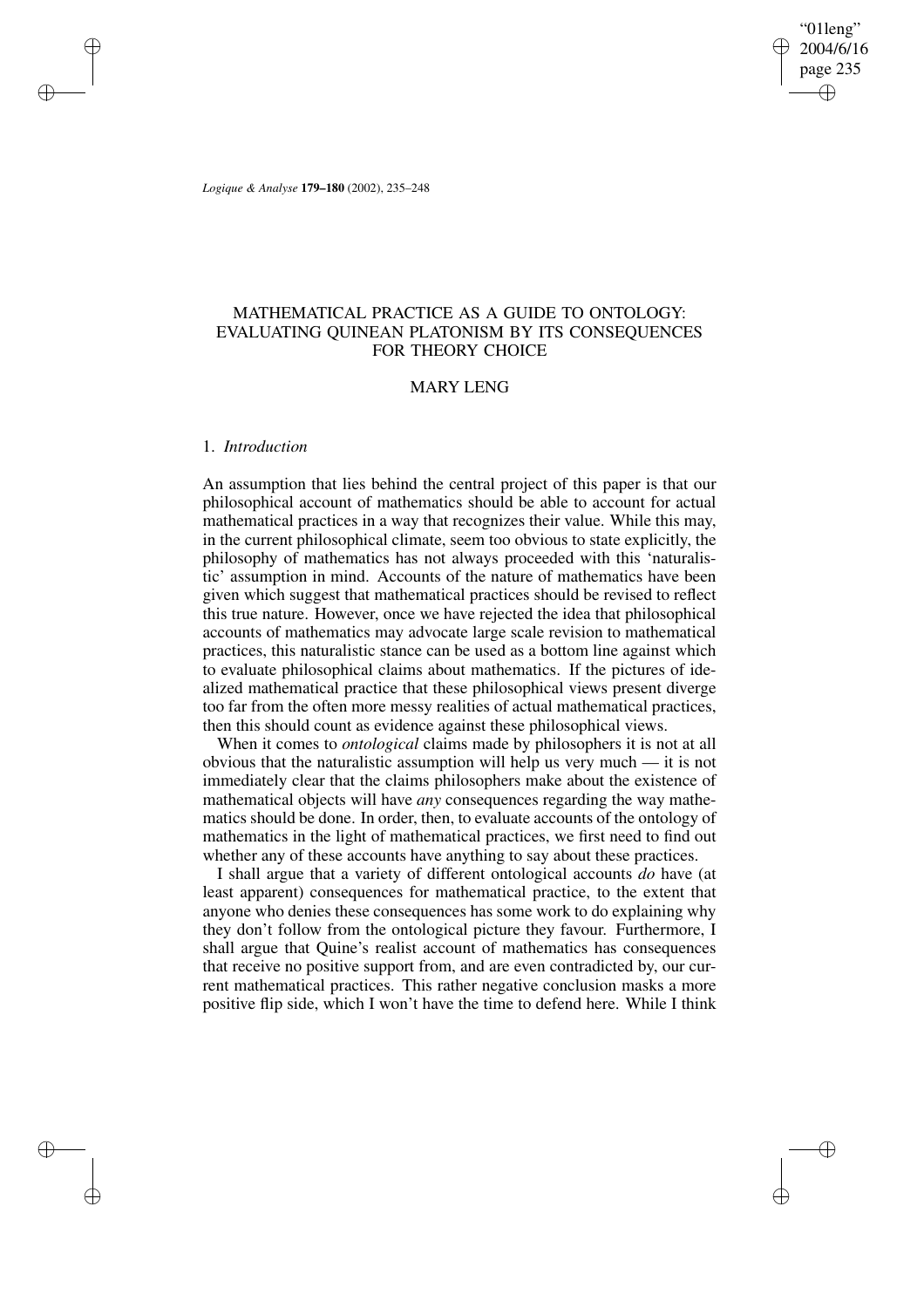# MATHEMATICAL PRACTICE AS A GUIDE TO ONTOLOGY: EVALUATING QUINEAN PLATONISM BY ITS CONSEQUENCES FOR THEORY CHOICE

MARY LENG

## 1. *Introduction*

An assumption that lies behind the central project of this paper is that our philosophical account of mathematics should be able to account for actual mathematical practices in a way that recognizes their value. While this may, in the current philosophical climate, seem too obvious to state explicitly, the philosophy of mathematics has not always proceeded with this 'naturalistic' assumption in mind. Accounts of the nature of mathematics have been given which suggest that mathematical practices should be revised to reflect this true nature. However, once we have rejected the idea that philosophical accounts of mathematics may advocate large scale revision to mathematical practices, this naturalistic stance can be used as a bottom line against which to evaluate philosophical claims about mathematics. If the pictures of idealized mathematical practice that these philosophical views present diverge too far from the often more messy realities of actual mathematical practices, then this should count as evidence against these philosophical views.

When it comes to *ontological* claims made by philosophers it is not at all obvious that the naturalistic assumption will help us very much — it is not immediately clear that the claims philosophers make about the existence of mathematical objects will have *any* consequences regarding the way mathematics should be done. In order, then, to evaluate accounts of the ontology of mathematics in the light of mathematical practices, we first need to find out whether any of these accounts have anything to say about these practices.

I shall argue that a variety of different ontological accounts *do* have (at least apparent) consequences for mathematical practice, to the extent that anyone who denies these consequences has some work to do explaining why they don't follow from the ontological picture they favour. Furthermore, I shall argue that Quine's realist account of mathematics has consequences that receive no positive support from, and are even contradicted by, our current mathematical practices. This rather negative conclusion masks a more positive flip side, which I won't have the time to defend here. While I think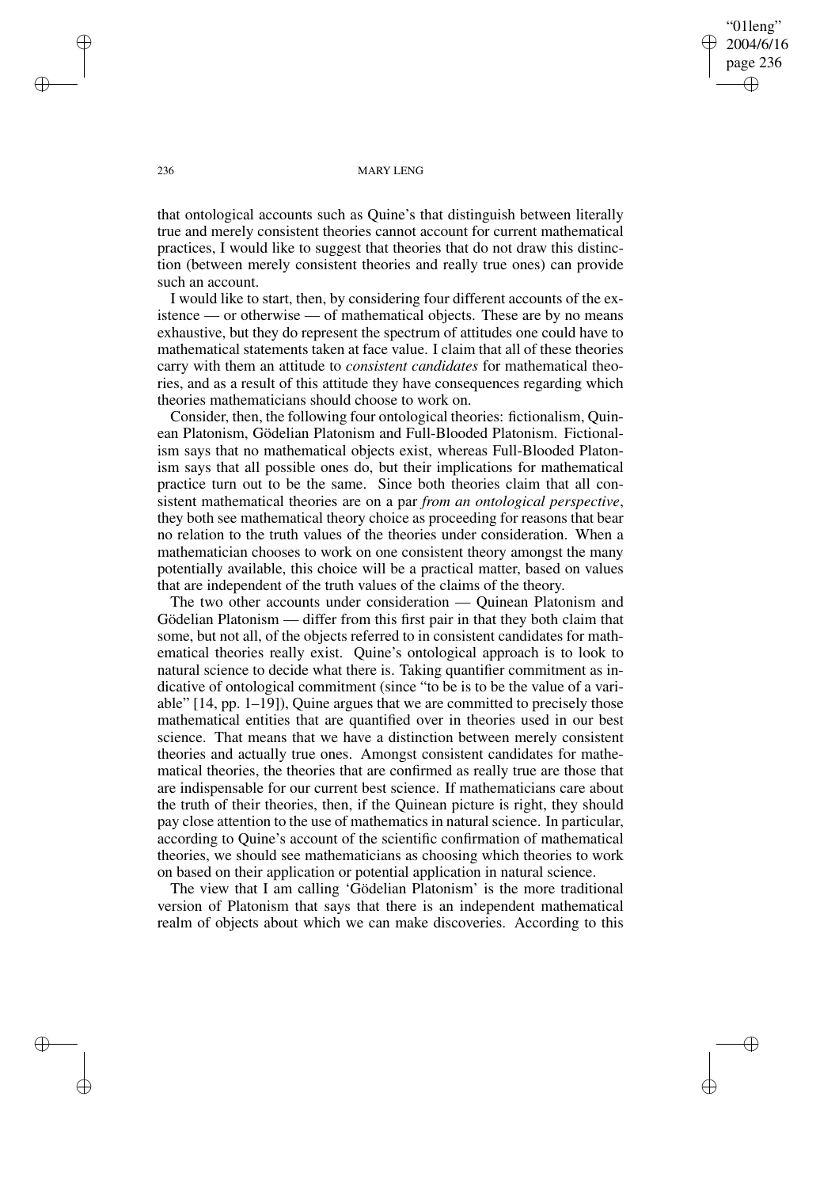that ontological accounts such as Quine's that distinguish between literally true and merely consistent theories cannot account for current mathematical practices, I would like to suggest that theories that do not draw this distinction (between merely consistent theories and really true ones) can provide such an account.

I would like to start, then, by considering four different accounts of the existence — or otherwise — of mathematical objects. These are by no means exhaustive, but they do represent the spectrum of attitudes one could have to mathematical statements taken at face value. I claim that all of these theories carry with them an attitude to *consistent candidates* for mathematical theories, and as a result of this attitude they have consequences regarding which theories mathematicians should choose to work on.

Consider, then, the following four ontological theories: fictionalism, Quinean Platonism, Gödelian Platonism and Full-Blooded Platonism. Fictionalism says that no mathematical objects exist, whereas Full-Blooded Platonism says that all possible ones do, but their implications for mathematical practice turn out to be the same. Since both theories claim that all consistent mathematical theories are on a par *from an ontological perspective*, they both see mathematical theory choice as proceeding for reasons that bear no relation to the truth values of the theories under consideration. When a mathematician chooses to work on one consistent theory amongst the many potentially available, this choice will be a practical matter, based on values that are independent of the truth values of the claims of the theory.

The two other accounts under consideration — Quinean Platonism and Gödelian Platonism — differ from this first pair in that they both claim that some, but not all, of the objects referred to in consistent candidates for mathematical theories really exist. Quine's ontological approach is to look to natural science to decide what there is. Taking quantifier commitment as indicative of ontological commitment (since "to be is to be the value of a variable" [14, pp. 1–19]), Quine argues that we are committed to precisely those mathematical entities that are quantified over in theories used in our best science. That means that we have a distinction between merely consistent theories and actually true ones. Amongst consistent candidates for mathematical theories, the theories that are confirmed as really true are those that are indispensable for our current best science. If mathematicians care about the truth of their theories, then, if the Quinean picture is right, they should pay close attention to the use of mathematics in natural science. In particular, according to Quine's account of the scientific confirmation of mathematical theories, we should see mathematicians as choosing which theories to work on based on their application or potential application in natural science.

The view that I am calling 'Gödelian Platonism' is the more traditional version of Platonism that says that there is an independent mathematical realm of objects about which we can make discoveries. According to this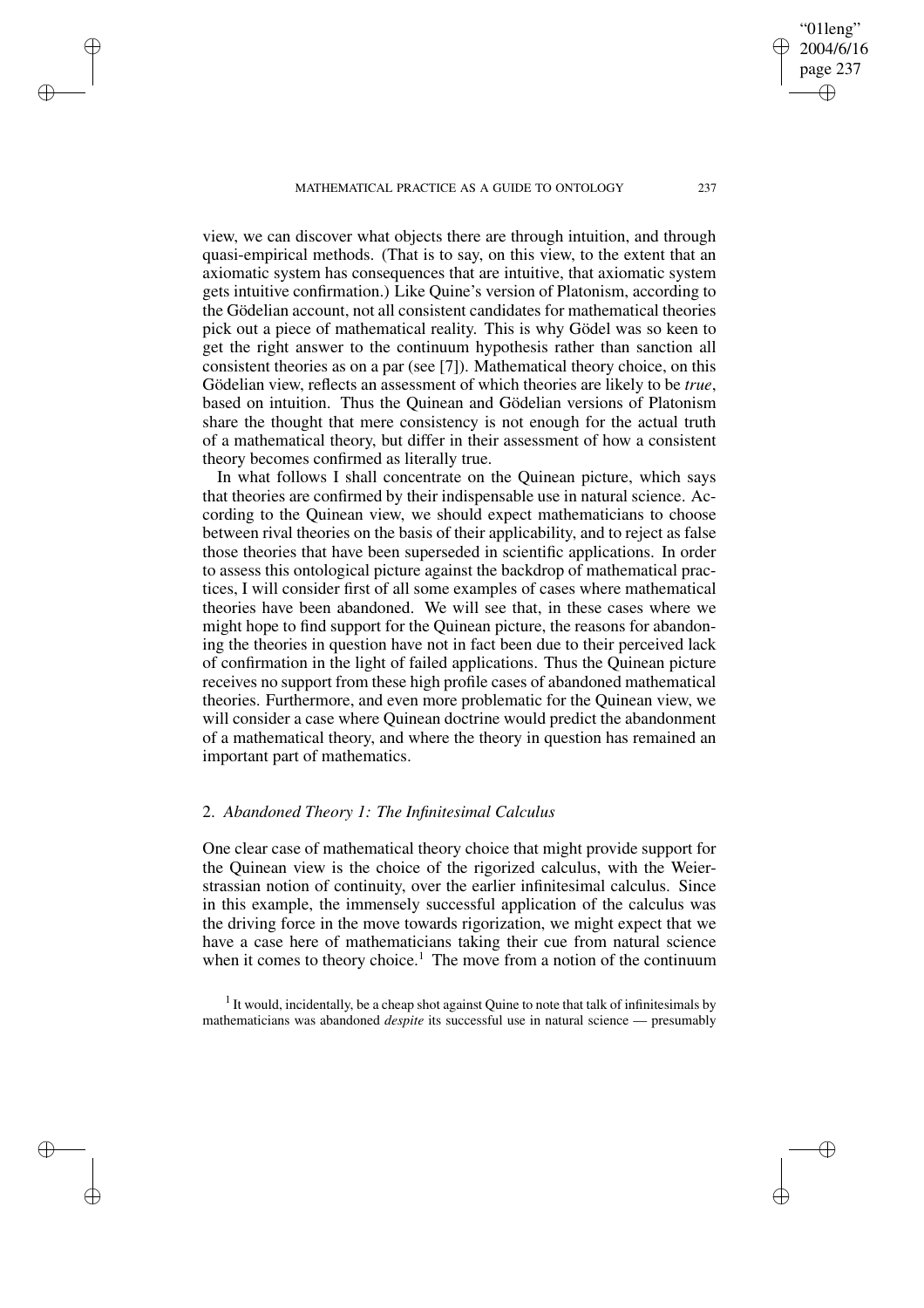view, we can discover what objects there are through intuition, and through quasi-empirical methods. (That is to say, on this view, to the extent that an axiomatic system has consequences that are intuitive, that axiomatic system gets intuitive confirmation.) Like Quine's version of Platonism, according to the Gödelian account, not all consistent candidates for mathematical theories pick out a piece of mathematical reality. This is why Gödel was so keen to get the right answer to the continuum hypothesis rather than sanction all consistent theories as on a par (see [7]). Mathematical theory choice, on this Gödelian view, reflects an assessment of which theories are likely to be *true*, based on intuition. Thus the Quinean and Gödelian versions of Platonism share the thought that mere consistency is not enough for the actual truth of a mathematical theory, but differ in their assessment of how a consistent theory becomes confirmed as literally true.

In what follows I shall concentrate on the Quinean picture, which says that theories are confirmed by their indispensable use in natural science. According to the Quinean view, we should expect mathematicians to choose between rival theories on the basis of their applicability, and to reject as false those theories that have been superseded in scientific applications. In order to assess this ontological picture against the backdrop of mathematical practices, I will consider first of all some examples of cases where mathematical theories have been abandoned. We will see that, in these cases where we might hope to find support for the Quinean picture, the reasons for abandoning the theories in question have not in fact been due to their perceived lack of confirmation in the light of failed applications. Thus the Quinean picture receives no support from these high profile cases of abandoned mathematical theories. Furthermore, and even more problematic for the Quinean view, we will consider a case where Quinean doctrine would predict the abandonment of a mathematical theory, and where the theory in question has remained an important part of mathematics.

## 2. *Abandoned Theory 1: The Infinitesimal Calculus*

One clear case of mathematical theory choice that might provide support for the Quinean view is the choice of the rigorized calculus, with the Weierstrassian notion of continuity, over the earlier infinitesimal calculus. Since in this example, the immensely successful application of the calculus was the driving force in the move towards rigorization, we might expect that we have a case here of mathematicians taking their cue from natural science when it comes to theory choice.[1] The move from a notion of the continuum

[1] It would, incidentally, be a cheap shot against Quine to note that talk of infinitesimals by mathematicians was abandoned *despite* its successful use in natural science — presumably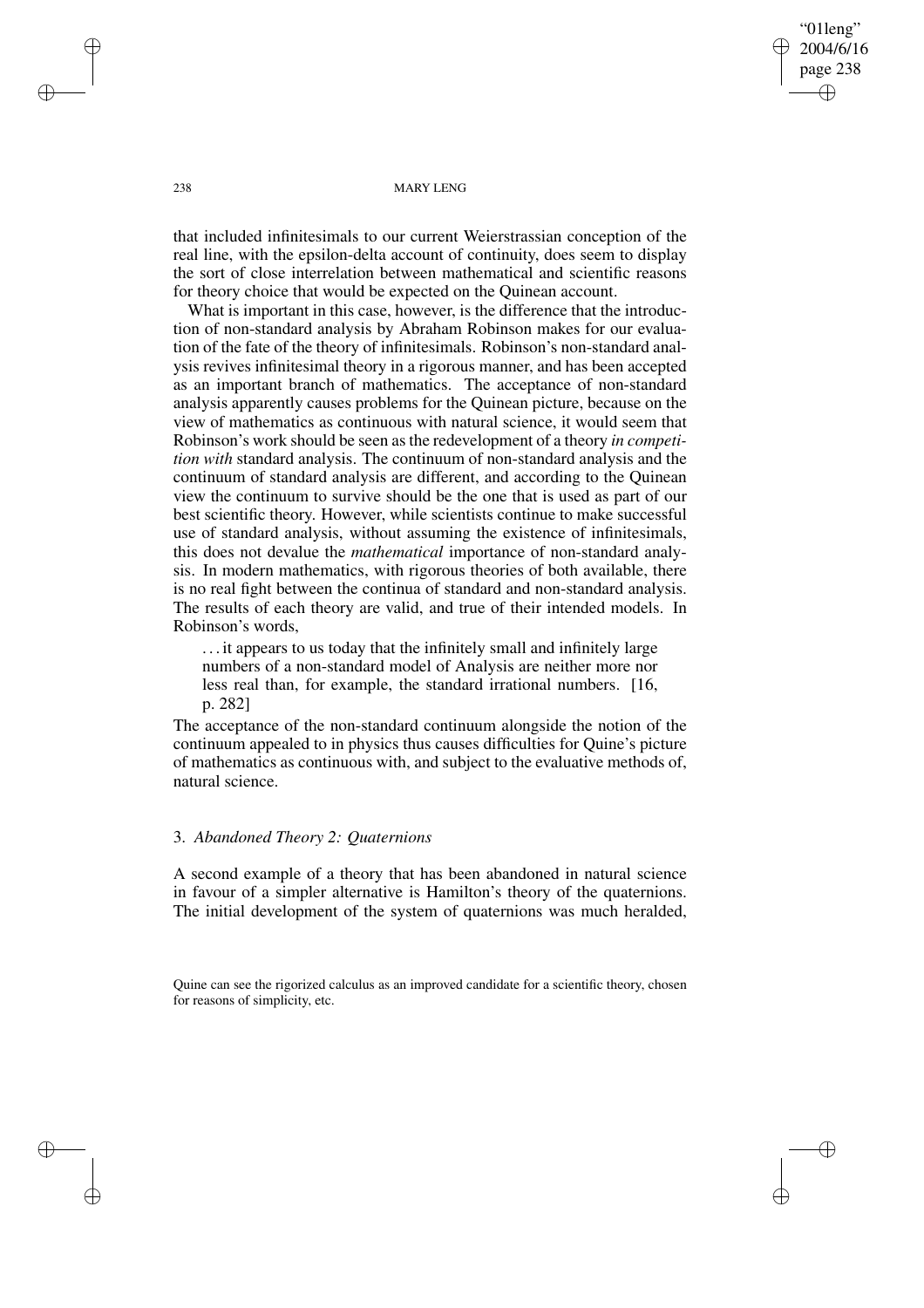that included infinitesimals to our current Weierstrassian conception of the real line, with the epsilon-delta account of continuity, does seem to display the sort of close interrelation between mathematical and scientific reasons for theory choice that would be expected on the Quinean account.

What is important in this case, however, is the difference that the introduction of non-standard analysis by Abraham Robinson makes for our evaluation of the fate of the theory of infinitesimals. Robinson's non-standard analysis revives infinitesimal theory in a rigorous manner, and has been accepted as an important branch of mathematics. The acceptance of non-standard analysis apparently causes problems for the Quinean picture, because on the view of mathematics as continuous with natural science, it would seem that Robinson's work should be seen as the redevelopment of a theory *in competition with* standard analysis. The continuum of non-standard analysis and the continuum of standard analysis are different, and according to the Quinean view the continuum to survive should be the one that is used as part of our best scientific theory. However, while scientists continue to make successful use of standard analysis, without assuming the existence of infinitesimals, this does not devalue the *mathematical* importance of non-standard analysis. In modern mathematics, with rigorous theories of both available, there is no real fight between the continua of standard and non-standard analysis. The results of each theory are valid, and true of their intended models. In Robinson's words,

> . . . it appears to us today that the infinitely small and infinitely large numbers of a non-standard model of Analysis are neither more nor less real than, for example, the standard irrational numbers. [16, p. 282]

The acceptance of the non-standard continuum alongside the notion of the continuum appealed to in physics thus causes difficulties for Quine's picture of mathematics as continuous with, and subject to the evaluative methods of, natural science.

## 3. *Abandoned Theory 2: Quaternions*

A second example of a theory that has been abandoned in natural science in favour of a simpler alternative is Hamilton's theory of the quaternions. The initial development of the system of quaternions was much heralded,

Quine can see the rigorized calculus as an improved candidate for a scientific theory, chosen for reasons of simplicity, etc.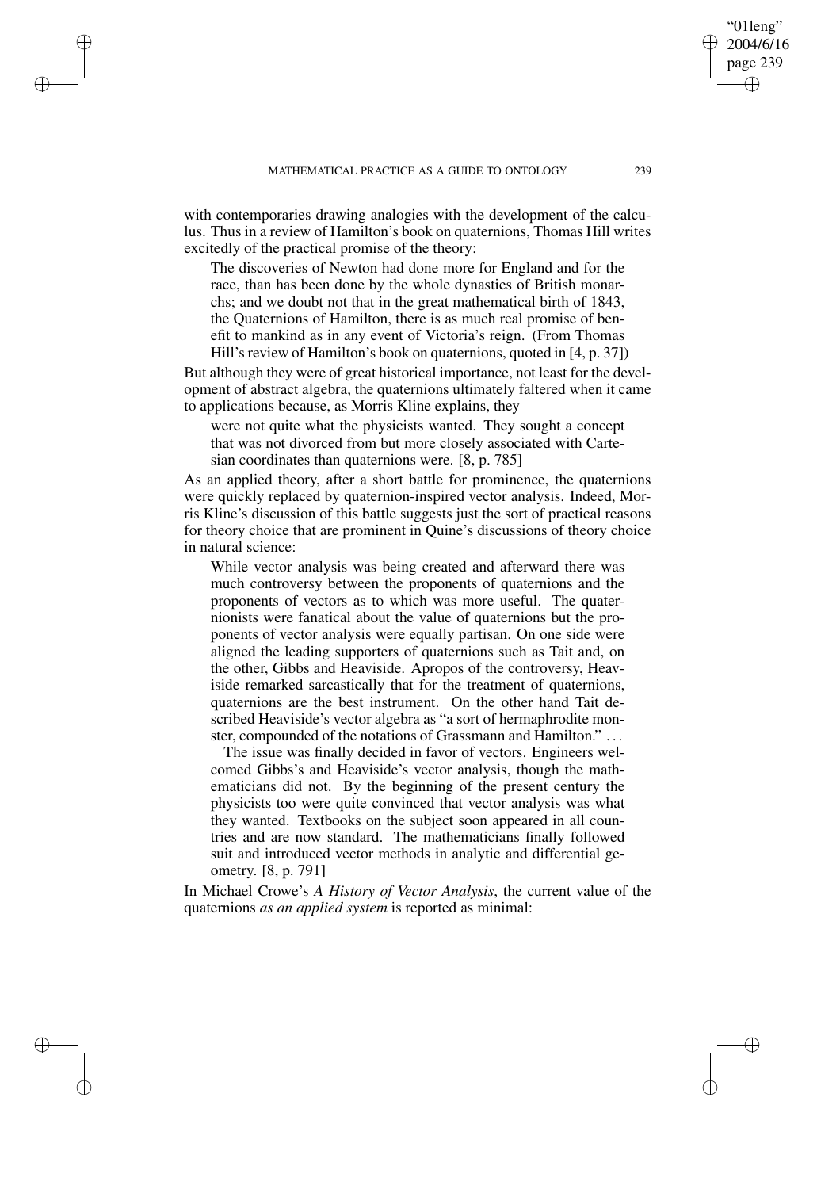with contemporaries drawing analogies with the development of the calculus. Thus in a review of Hamilton's book on quaternions, Thomas Hill writes excitedly of the practical promise of the theory:

> The discoveries of Newton had done more for England and for the race, than has been done by the whole dynasties of British monarchs; and we doubt not that in the great mathematical birth of 1843, the Quaternions of Hamilton, there is as much real promise of benefit to mankind as in any event of Victoria's reign. (From Thomas Hill's review of Hamilton's book on quaternions, quoted in [4, p. 37])

But although they were of great historical importance, not least for the development of abstract algebra, the quaternions ultimately faltered when it came to applications because, as Morris Kline explains, they

> were not quite what the physicists wanted. They sought a concept that was not divorced from but more closely associated with Cartesian coordinates than quaternions were. [8, p. 785]

As an applied theory, after a short battle for prominence, the quaternions were quickly replaced by quaternion-inspired vector analysis. Indeed, Morris Kline's discussion of this battle suggests just the sort of practical reasons for theory choice that are prominent in Quine's discussions of theory choice in natural science:

> While vector analysis was being created and afterward there was much controversy between the proponents of quaternions and the proponents of vectors as to which was more useful. The quaternionists were fanatical about the value of quaternions but the proponents of vector analysis were equally partisan. On one side were aligned the leading supporters of quaternions such as Tait and, on the other, Gibbs and Heaviside. Apropos of the controversy, Heaviside remarked sarcastically that for the treatment of quaternions, quaternions are the best instrument. On the other hand Tait described Heaviside's vector algebra as "a sort of hermaphrodite monster, compounded of the notations of Grassmann and Hamilton." ...
>
> The issue was finally decided in favor of vectors. Engineers welcomed Gibbs's and Heaviside's vector analysis, though the mathematicians did not. By the beginning of the present century the physicists too were quite convinced that vector analysis was what they wanted. Textbooks on the subject soon appeared in all countries and are now standard. The mathematicians finally followed suit and introduced vector methods in analytic and differential geometry. [8, p. 791]

In Michael Crowe's *A History of Vector Analysis*, the current value of the quaternions *as an applied system* is reported as minimal: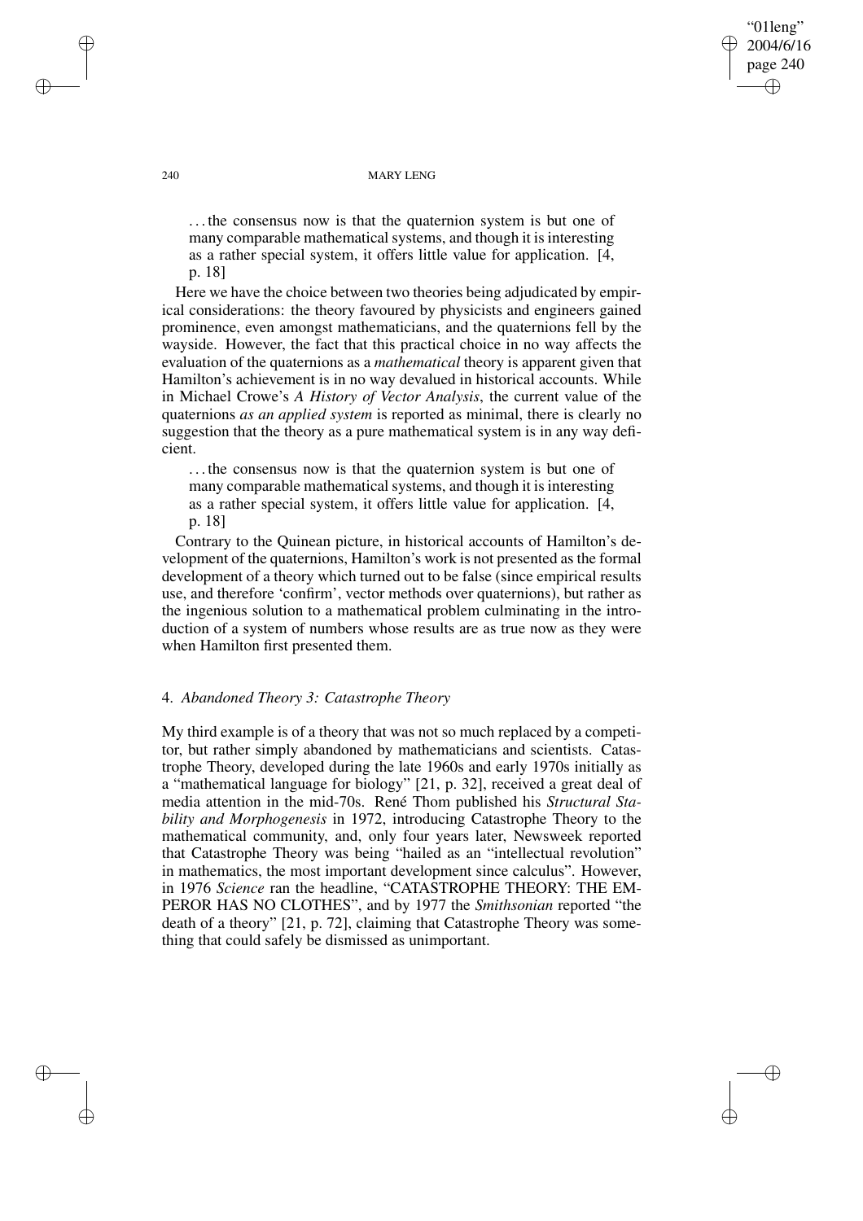. . . the consensus now is that the quaternion system is but one of many comparable mathematical systems, and though it is interesting as a rather special system, it offers little value for application. [4, p. 18]

Here we have the choice between two theories being adjudicated by empirical considerations: the theory favoured by physicists and engineers gained prominence, even amongst mathematicians, and the quaternions fell by the wayside. However, the fact that this practical choice in no way affects the evaluation of the quaternions as a *mathematical* theory is apparent given that Hamilton's achievement is in no way devalued in historical accounts. While in Michael Crowe's *A History of Vector Analysis*, the current value of the quaternions *as an applied system* is reported as minimal, there is clearly no suggestion that the theory as a pure mathematical system is in any way deficient.

. . . the consensus now is that the quaternion system is but one of many comparable mathematical systems, and though it is interesting as a rather special system, it offers little value for application. [4, p. 18]

Contrary to the Quinean picture, in historical accounts of Hamilton's development of the quaternions, Hamilton's work is not presented as the formal development of a theory which turned out to be false (since empirical results use, and therefore 'confirm', vector methods over quaternions), but rather as the ingenious solution to a mathematical problem culminating in the introduction of a system of numbers whose results are as true now as they were when Hamilton first presented them.

## 4. *Abandoned Theory 3: Catastrophe Theory*

My third example is of a theory that was not so much replaced by a competitor, but rather simply abandoned by mathematicians and scientists. Catastrophe Theory, developed during the late 1960s and early 1970s initially as a "mathematical language for biology" [21, p. 32], received a great deal of media attention in the mid-70s. René Thom published his *Structural Stability and Morphogenesis* in 1972, introducing Catastrophe Theory to the mathematical community, and, only four years later, Newsweek reported that Catastrophe Theory was being "hailed as an "intellectual revolution" in mathematics, the most important development since calculus". However, in 1976 *Science* ran the headline, "CATASTROPHE THEORY: THE EMPEROR HAS NO CLOTHES", and by 1977 the *Smithsonian* reported "the death of a theory" [21, p. 72], claiming that Catastrophe Theory was something that could safely be dismissed as unimportant.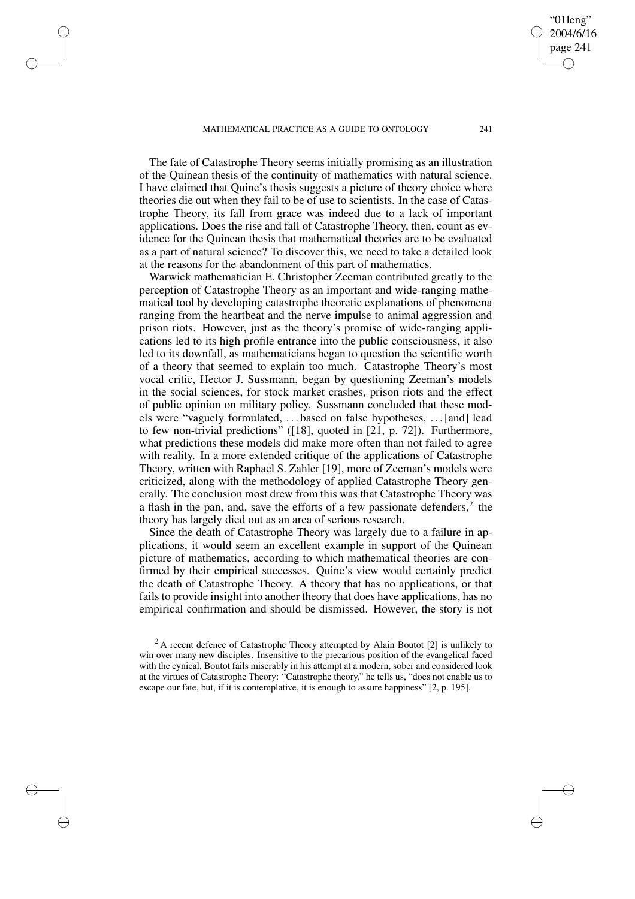The fate of Catastrophe Theory seems initially promising as an illustration of the Quinean thesis of the continuity of mathematics with natural science. I have claimed that Quine's thesis suggests a picture of theory choice where theories die out when they fail to be of use to scientists. In the case of Catastrophe Theory, its fall from grace was indeed due to a lack of important applications. Does the rise and fall of Catastrophe Theory, then, count as evidence for the Quinean thesis that mathematical theories are to be evaluated as a part of natural science? To discover this, we need to take a detailed look at the reasons for the abandonment of this part of mathematics.

Warwick mathematician E. Christopher Zeeman contributed greatly to the perception of Catastrophe Theory as an important and wide-ranging mathematical tool by developing catastrophe theoretic explanations of phenomena ranging from the heartbeat and the nerve impulse to animal aggression and prison riots. However, just as the theory's promise of wide-ranging applications led to its high profile entrance into the public consciousness, it also led to its downfall, as mathematicians began to question the scientific worth of a theory that seemed to explain too much. Catastrophe Theory's most vocal critic, Hector J. Sussmann, began by questioning Zeeman's models in the social sciences, for stock market crashes, prison riots and the effect of public opinion on military policy. Sussmann concluded that these models were "vaguely formulated, ... based on false hypotheses, ... [and] lead to few non-trivial predictions" ([18], quoted in [21, p. 72]). Furthermore, what predictions these models did make more often than not failed to agree with reality. In a more extended critique of the applications of Catastrophe Theory, written with Raphael S. Zahler [19], more of Zeeman's models were criticized, along with the methodology of applied Catastrophe Theory generally. The conclusion most drew from this was that Catastrophe Theory was a flash in the pan, and, save the efforts of a few passionate defenders,[2] the theory has largely died out as an area of serious research.

Since the death of Catastrophe Theory was largely due to a failure in applications, it would seem an excellent example in support of the Quinean picture of mathematics, according to which mathematical theories are confirmed by their empirical successes. Quine's view would certainly predict the death of Catastrophe Theory. A theory that has no applications, or that fails to provide insight into another theory that does have applications, has no empirical confirmation and should be dismissed. However, the story is not

[2] A recent defence of Catastrophe Theory attempted by Alain Boutot [2] is unlikely to win over many new disciples. Insensitive to the precarious position of the evangelical faced with the cynical, Boutot fails miserably in his attempt at a modern, sober and considered look at the virtues of Catastrophe Theory: "Catastrophe theory," he tells us, "does not enable us to escape our fate, but, if it is contemplative, it is enough to assure happiness" [2, p. 195].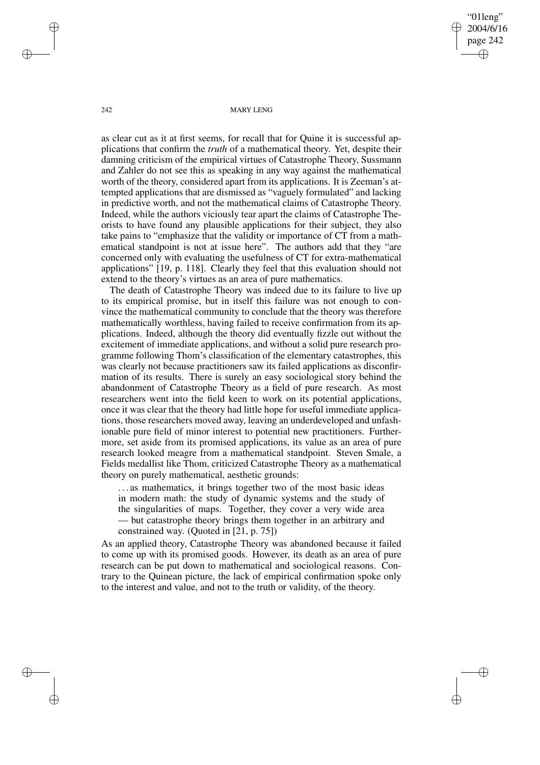as clear cut as it at first seems, for recall that for Quine it is successful applications that confirm the *truth* of a mathematical theory. Yet, despite their damning criticism of the empirical virtues of Catastrophe Theory, Sussmann and Zahler do not see this as speaking in any way against the mathematical worth of the theory, considered apart from its applications. It is Zeeman's attempted applications that are dismissed as "vaguely formulated" and lacking in predictive worth, and not the mathematical claims of Catastrophe Theory. Indeed, while the authors viciously tear apart the claims of Catastrophe Theorists to have found any plausible applications for their subject, they also take pains to "emphasize that the validity or importance of CT from a mathematical standpoint is not at issue here". The authors add that they "are concerned only with evaluating the usefulness of CT for extra-mathematical applications" [19, p. 118]. Clearly they feel that this evaluation should not extend to the theory's virtues as an area of pure mathematics.

The death of Catastrophe Theory was indeed due to its failure to live up to its empirical promise, but in itself this failure was not enough to convince the mathematical community to conclude that the theory was therefore mathematically worthless, having failed to receive confirmation from its applications. Indeed, although the theory did eventually fizzle out without the excitement of immediate applications, and without a solid pure research programme following Thom's classification of the elementary catastrophes, this was clearly not because practitioners saw its failed applications as disconfirmation of its results. There is surely an easy sociological story behind the abandonment of Catastrophe Theory as a field of pure research. As most researchers went into the field keen to work on its potential applications, once it was clear that the theory had little hope for useful immediate applications, those researchers moved away, leaving an underdeveloped and unfashionable pure field of minor interest to potential new practitioners. Furthermore, set aside from its promised applications, its value as an area of pure research looked meagre from a mathematical standpoint. Steven Smale, a Fields medallist like Thom, criticized Catastrophe Theory as a mathematical theory on purely mathematical, aesthetic grounds:

> ...as mathematics, it brings together two of the most basic ideas in modern math: the study of dynamic systems and the study of the singularities of maps. Together, they cover a very wide area — but catastrophe theory brings them together in an arbitrary and constrained way. (Quoted in [21, p. 75])

As an applied theory, Catastrophe Theory was abandoned because it failed to come up with its promised goods. However, its death as an area of pure research can be put down to mathematical and sociological reasons. Contrary to the Quinean picture, the lack of empirical confirmation spoke only to the interest and value, and not to the truth or validity, of the theory.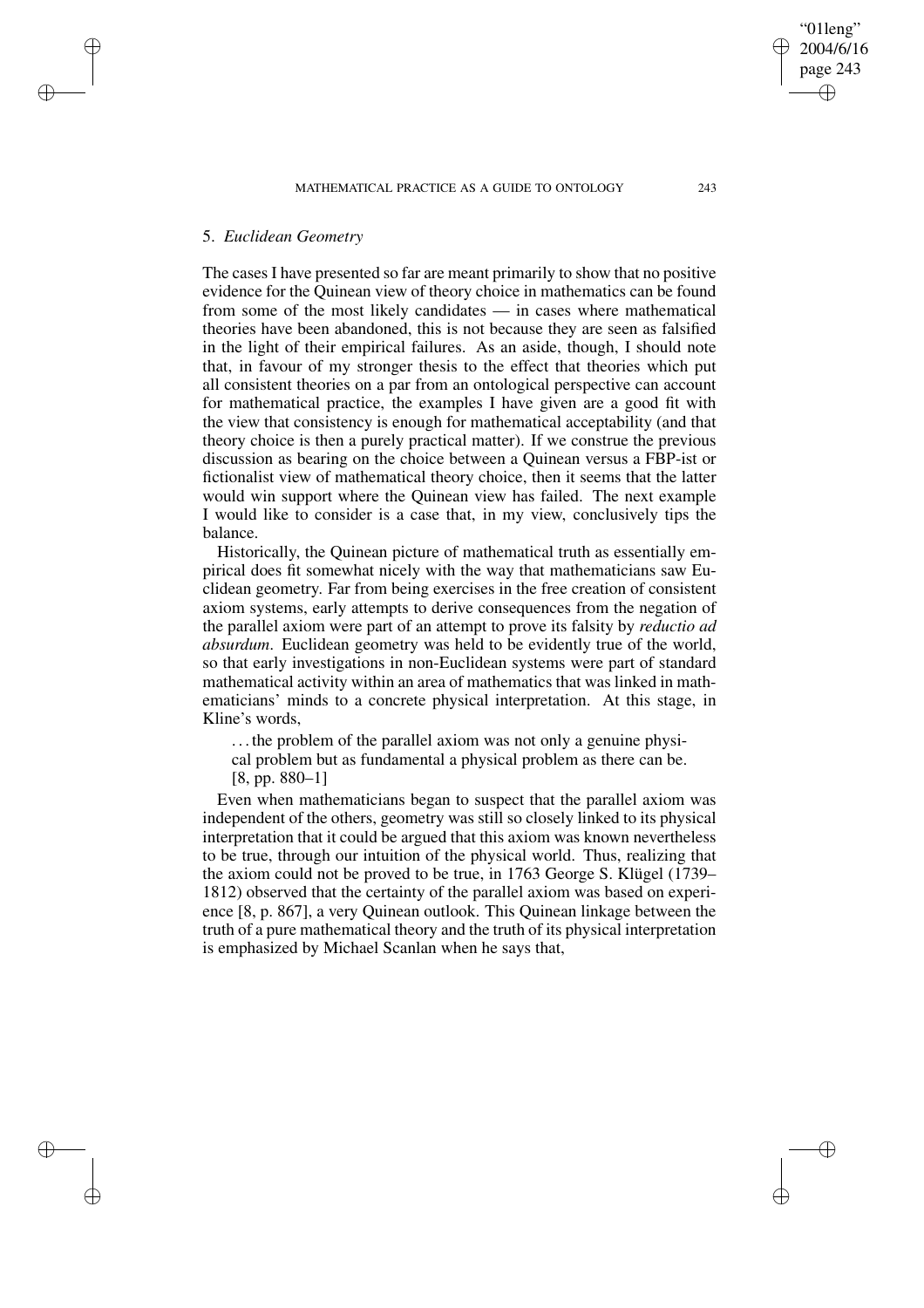## 5. *Euclidean Geometry*

The cases I have presented so far are meant primarily to show that no positive evidence for the Quinean view of theory choice in mathematics can be found from some of the most likely candidates — in cases where mathematical theories have been abandoned, this is not because they are seen as falsified in the light of their empirical failures. As an aside, though, I should note that, in favour of my stronger thesis to the effect that theories which put all consistent theories on a par from an ontological perspective can account for mathematical practice, the examples I have given are a good fit with the view that consistency is enough for mathematical acceptability (and that theory choice is then a purely practical matter). If we construe the previous discussion as bearing on the choice between a Quinean versus a FBP-ist or fictionalist view of mathematical theory choice, then it seems that the latter would win support where the Quinean view has failed. The next example I would like to consider is a case that, in my view, conclusively tips the balance.

Historically, the Quinean picture of mathematical truth as essentially empirical does fit somewhat nicely with the way that mathematicians saw Euclidean geometry. Far from being exercises in the free creation of consistent axiom systems, early attempts to derive consequences from the negation of the parallel axiom were part of an attempt to prove its falsity by *reductio ad absurdum*. Euclidean geometry was held to be evidently true of the world, so that early investigations in non-Euclidean systems were part of standard mathematical activity within an area of mathematics that was linked in mathematicians' minds to a concrete physical interpretation. At this stage, in Kline's words,

> ... the problem of the parallel axiom was not only a genuine physical problem but as fundamental a physical problem as there can be. [8, pp. 880–1]

Even when mathematicians began to suspect that the parallel axiom was independent of the others, geometry was still so closely linked to its physical interpretation that it could be argued that this axiom was known nevertheless to be true, through our intuition of the physical world. Thus, realizing that the axiom could not be proved to be true, in 1763 George S. Klügel (1739–1812) observed that the certainty of the parallel axiom was based on experience [8, p. 867], a very Quinean outlook. This Quinean linkage between the truth of a pure mathematical theory and the truth of its physical interpretation is emphasized by Michael Scanlan when he says that,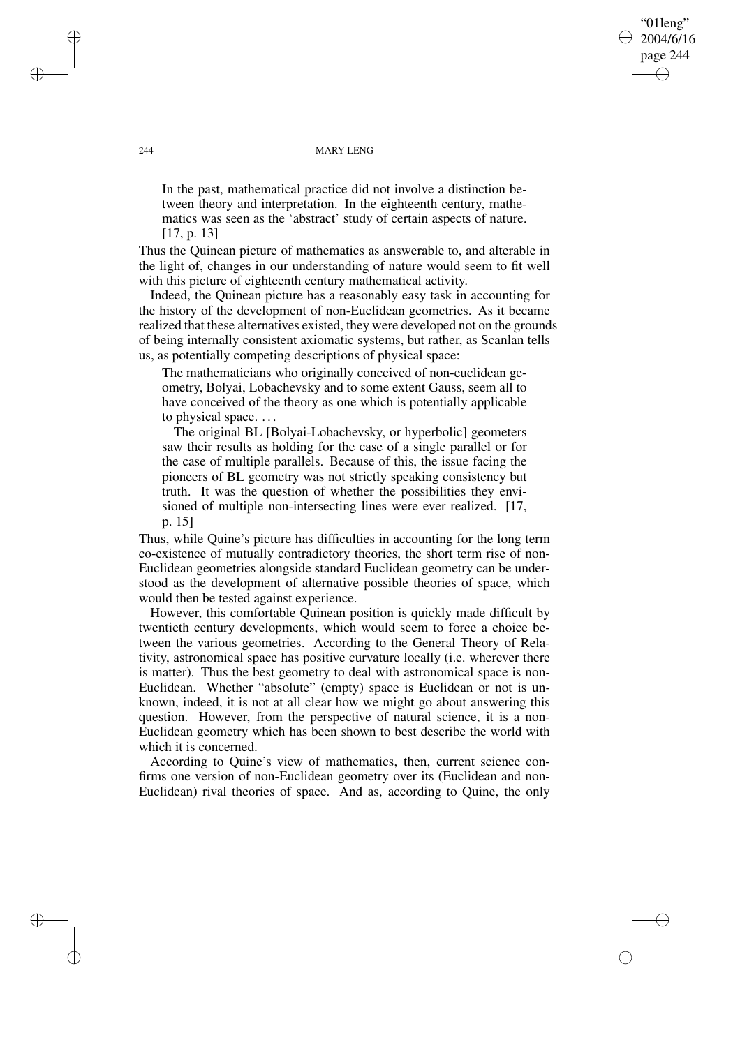> In the past, mathematical practice did not involve a distinction between theory and interpretation. In the eighteenth century, mathematics was seen as the 'abstract' study of certain aspects of nature. [17, p. 13]

Thus the Quinean picture of mathematics as answerable to, and alterable in the light of, changes in our understanding of nature would seem to fit well with this picture of eighteenth century mathematical activity.

Indeed, the Quinean picture has a reasonably easy task in accounting for the history of the development of non-Euclidean geometries. As it became realized that these alternatives existed, they were developed not on the grounds of being internally consistent axiomatic systems, but rather, as Scanlan tells us, as potentially competing descriptions of physical space:

> The mathematicians who originally conceived of non-euclidean geometry, Bolyai, Lobachevsky and to some extent Gauss, seem all to have conceived of the theory as one which is potentially applicable to physical space. ...
>
> The original BL [Bolyai-Lobachevsky, or hyperbolic] geometers saw their results as holding for the case of a single parallel or for the case of multiple parallels. Because of this, the issue facing the pioneers of BL geometry was not strictly speaking consistency but truth. It was the question of whether the possibilities they envisioned of multiple non-intersecting lines were ever realized. [17, p. 15]

Thus, while Quine's picture has difficulties in accounting for the long term co-existence of mutually contradictory theories, the short term rise of non-Euclidean geometries alongside standard Euclidean geometry can be understood as the development of alternative possible theories of space, which would then be tested against experience.

However, this comfortable Quinean position is quickly made difficult by twentieth century developments, which would seem to force a choice between the various geometries. According to the General Theory of Relativity, astronomical space has positive curvature locally (i.e. wherever there is matter). Thus the best geometry to deal with astronomical space is non-Euclidean. Whether "absolute" (empty) space is Euclidean or not is unknown, indeed, it is not at all clear how we might go about answering this question. However, from the perspective of natural science, it is a non-Euclidean geometry which has been shown to best describe the world with which it is concerned.

According to Quine's view of mathematics, then, current science confirms one version of non-Euclidean geometry over its (Euclidean and non-Euclidean) rival theories of space. And as, according to Quine, the only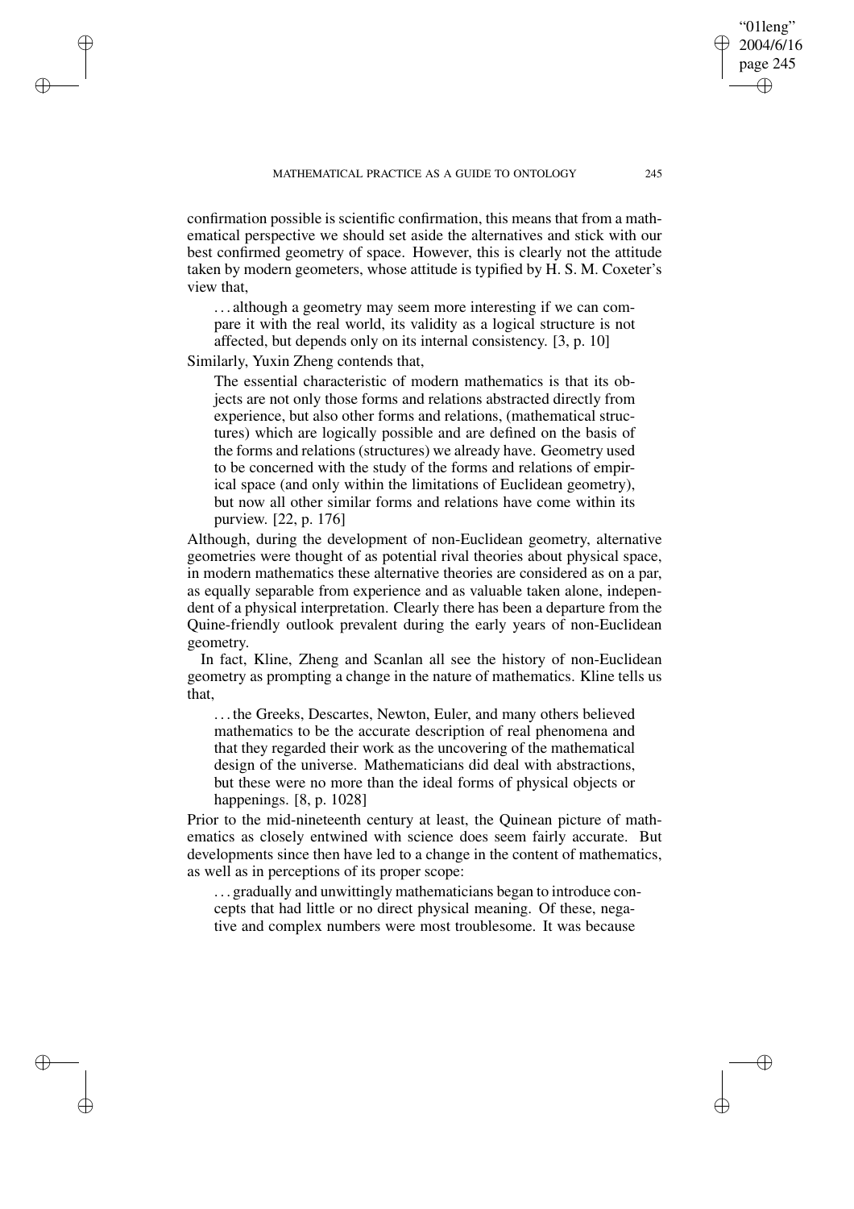confirmation possible is scientific confirmation, this means that from a mathematical perspective we should set aside the alternatives and stick with our best confirmed geometry of space. However, this is clearly not the attitude taken by modern geometers, whose attitude is typified by H. S. M. Coxeter's view that,

> ...although a geometry may seem more interesting if we can compare it with the real world, its validity as a logical structure is not affected, but depends only on its internal consistency. [3, p. 10]

Similarly, Yuxin Zheng contends that,

> The essential characteristic of modern mathematics is that its objects are not only those forms and relations abstracted directly from experience, but also other forms and relations, (mathematical structures) which are logically possible and are defined on the basis of the forms and relations (structures) we already have. Geometry used to be concerned with the study of the forms and relations of empirical space (and only within the limitations of Euclidean geometry), but now all other similar forms and relations have come within its purview. [22, p. 176]

Although, during the development of non-Euclidean geometry, alternative geometries were thought of as potential rival theories about physical space, in modern mathematics these alternative theories are considered as on a par, as equally separable from experience and as valuable taken alone, independent of a physical interpretation. Clearly there has been a departure from the Quine-friendly outlook prevalent during the early years of non-Euclidean geometry.

In fact, Kline, Zheng and Scanlan all see the history of non-Euclidean geometry as prompting a change in the nature of mathematics. Kline tells us that,

> ...the Greeks, Descartes, Newton, Euler, and many others believed mathematics to be the accurate description of real phenomena and that they regarded their work as the uncovering of the mathematical design of the universe. Mathematicians did deal with abstractions, but these were no more than the ideal forms of physical objects or happenings. [8, p. 1028]

Prior to the mid-nineteenth century at least, the Quinean picture of mathematics as closely entwined with science does seem fairly accurate. But developments since then have led to a change in the content of mathematics, as well as in perceptions of its proper scope:

> ...gradually and unwittingly mathematicians began to introduce concepts that had little or no direct physical meaning. Of these, negative and complex numbers were most troublesome. It was because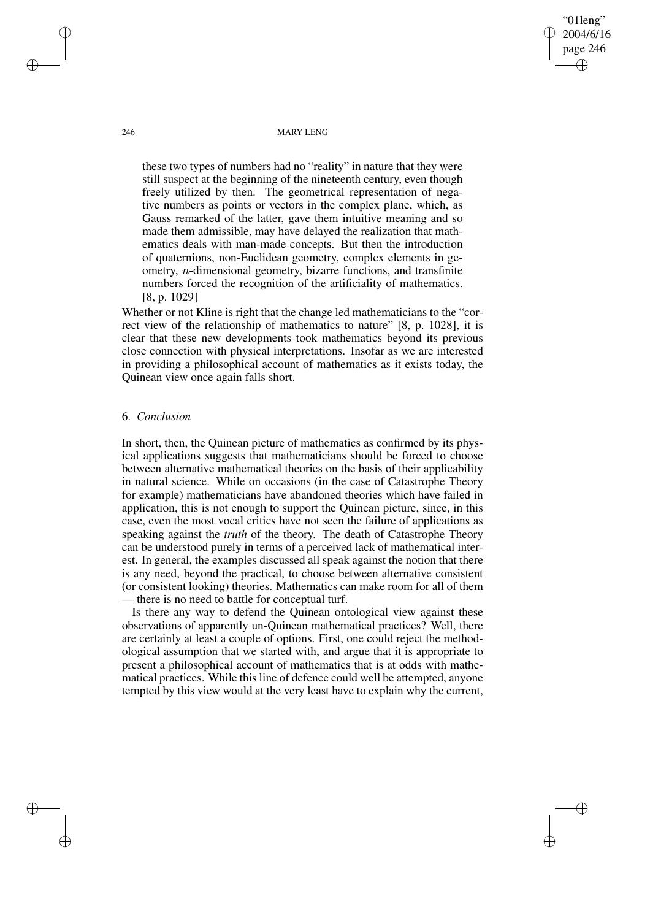> these two types of numbers had no "reality" in nature that they were still suspect at the beginning of the nineteenth century, even though freely utilized by then. The geometrical representation of negative numbers as points or vectors in the complex plane, which, as Gauss remarked of the latter, gave them intuitive meaning and so made them admissible, may have delayed the realization that mathematics deals with man-made concepts. But then the introduction of quaternions, non-Euclidean geometry, complex elements in geometry, $n$-dimensional geometry, bizarre functions, and transfinite numbers forced the recognition of the artificiality of mathematics. [8, p. 1029]

Whether or not Kline is right that the change led mathematicians to the "correct view of the relationship of mathematics to nature" [8, p. 1028], it is clear that these new developments took mathematics beyond its previous close connection with physical interpretations. Insofar as we are interested in providing a philosophical account of mathematics as it exists today, the Quinean view once again falls short.

## 6. *Conclusion*

In short, then, the Quinean picture of mathematics as confirmed by its physical applications suggests that mathematicians should be forced to choose between alternative mathematical theories on the basis of their applicability in natural science. While on occasions (in the case of Catastrophe Theory for example) mathematicians have abandoned theories which have failed in application, this is not enough to support the Quinean picture, since, in this case, even the most vocal critics have not seen the failure of applications as speaking against the *truth* of the theory. The death of Catastrophe Theory can be understood purely in terms of a perceived lack of mathematical interest. In general, the examples discussed all speak against the notion that there is any need, beyond the practical, to choose between alternative consistent (or consistent looking) theories. Mathematics can make room for all of them — there is no need to battle for conceptual turf.

Is there any way to defend the Quinean ontological view against these observations of apparently un-Quinean mathematical practices? Well, there are certainly at least a couple of options. First, one could reject the methodological assumption that we started with, and argue that it is appropriate to present a philosophical account of mathematics that is at odds with mathematical practices. While this line of defence could well be attempted, anyone tempted by this view would at the very least have to explain why the current,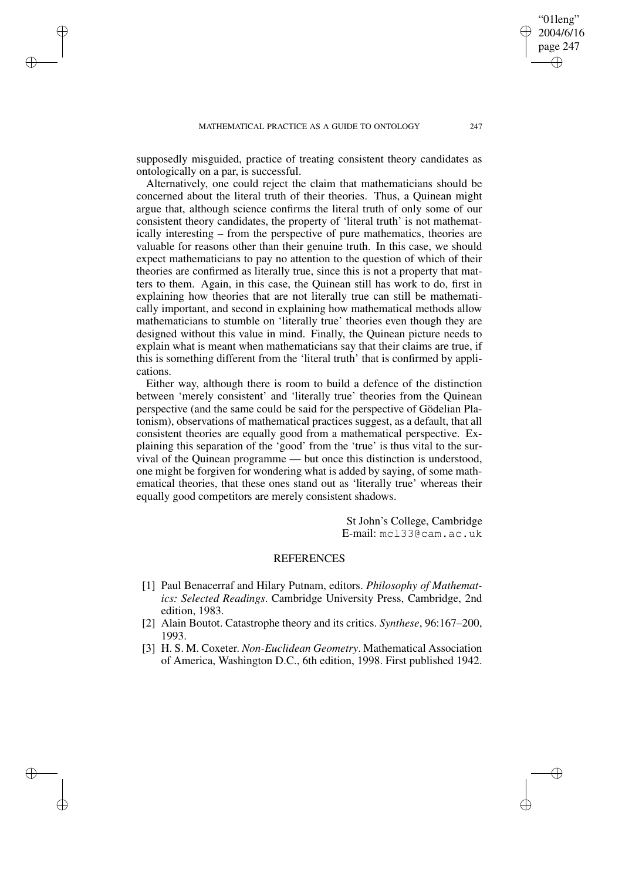supposedly misguided, practice of treating consistent theory candidates as ontologically on a par, is successful.

Alternatively, one could reject the claim that mathematicians should be concerned about the literal truth of their theories. Thus, a Quinean might argue that, although science confirms the literal truth of only some of our consistent theory candidates, the property of 'literal truth' is not mathematically interesting – from the perspective of pure mathematics, theories are valuable for reasons other than their genuine truth. In this case, we should expect mathematicians to pay no attention to the question of which of their theories are confirmed as literally true, since this is not a property that matters to them. Again, in this case, the Quinean still has work to do, first in explaining how theories that are not literally true can still be mathematically important, and second in explaining how mathematical methods allow mathematicians to stumble on 'literally true' theories even though they are designed without this value in mind. Finally, the Quinean picture needs to explain what is meant when mathematicians say that their claims are true, if this is something different from the 'literal truth' that is confirmed by applications.

Either way, although there is room to build a defence of the distinction between 'merely consistent' and 'literally true' theories from the Quinean perspective (and the same could be said for the perspective of Gödelian Platonism), observations of mathematical practices suggest, as a default, that all consistent theories are equally good from a mathematical perspective. Explaining this separation of the 'good' from the 'true' is thus vital to the survival of the Quinean programme — but once this distinction is understood, one might be forgiven for wondering what is added by saying, of some mathematical theories, that these ones stand out as 'literally true' whereas their equally good competitors are merely consistent shadows.

St John's College, Cambridge
E-mail: mcl33@cam.ac.uk

## REFERENCES

[1] Paul Benacerraf and Hilary Putnam, editors. *Philosophy of Mathematics: Selected Readings*. Cambridge University Press, Cambridge, 2nd edition, 1983.

[2] Alain Boutot. Catastrophe theory and its critics. *Synthese*, 96:167–200, 1993.

[3] H. S. M. Coxeter. *Non-Euclidean Geometry*. Mathematical Association of America, Washington D.C., 6th edition, 1998. First published 1942.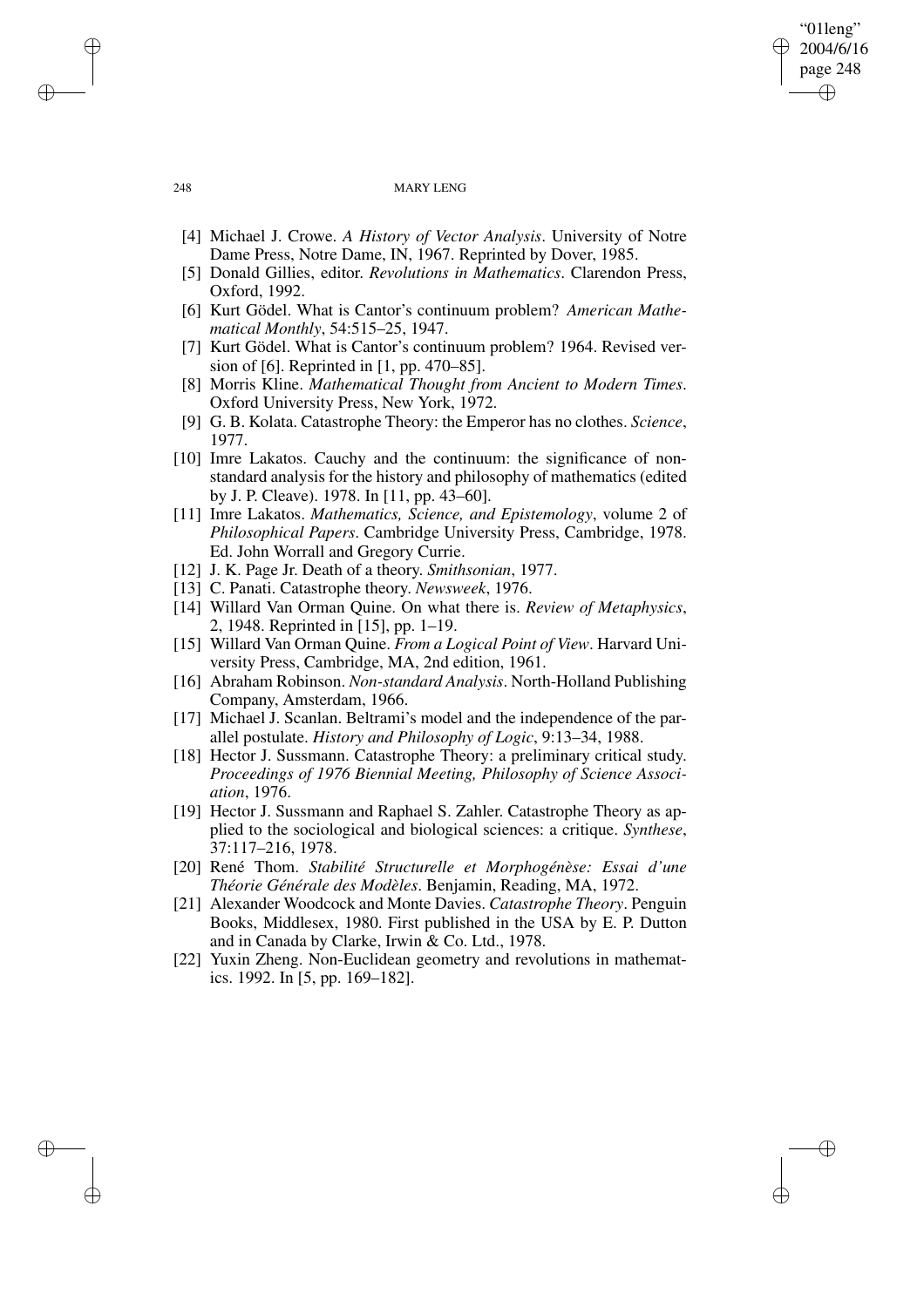- [4] Michael J. Crowe. *A History of Vector Analysis*. University of Notre Dame Press, Notre Dame, IN, 1967. Reprinted by Dover, 1985.
- [5] Donald Gillies, editor. *Revolutions in Mathematics*. Clarendon Press, Oxford, 1992.
- [6] Kurt Gödel. What is Cantor's continuum problem? *American Mathematical Monthly*, 54:515–25, 1947.
- [7] Kurt Gödel. What is Cantor's continuum problem? 1964. Revised version of [6]. Reprinted in [1, pp. 470–85].
- [8] Morris Kline. *Mathematical Thought from Ancient to Modern Times*. Oxford University Press, New York, 1972.
- [9] G. B. Kolata. Catastrophe Theory: the Emperor has no clothes. *Science*, 1977.
- [10] Imre Lakatos. Cauchy and the continuum: the significance of non-standard analysis for the history and philosophy of mathematics (edited by J. P. Cleave). 1978. In [11, pp. 43–60].
- [11] Imre Lakatos. *Mathematics, Science, and Epistemology*, volume 2 of *Philosophical Papers*. Cambridge University Press, Cambridge, 1978. Ed. John Worrall and Gregory Currie.
- [12] J. K. Page Jr. Death of a theory. *Smithsonian*, 1977.
- [13] C. Panati. Catastrophe theory. *Newsweek*, 1976.
- [14] Willard Van Orman Quine. On what there is. *Review of Metaphysics*, 2, 1948. Reprinted in [15], pp. 1–19.
- [15] Willard Van Orman Quine. *From a Logical Point of View*. Harvard University Press, Cambridge, MA, 2nd edition, 1961.
- [16] Abraham Robinson. *Non-standard Analysis*. North-Holland Publishing Company, Amsterdam, 1966.
- [17] Michael J. Scanlan. Beltrami's model and the independence of the parallel postulate. *History and Philosophy of Logic*, 9:13–34, 1988.
- [18] Hector J. Sussmann. Catastrophe Theory: a preliminary critical study. *Proceedings of 1976 Biennial Meeting, Philosophy of Science Association*, 1976.
- [19] Hector J. Sussmann and Raphael S. Zahler. Catastrophe Theory as applied to the sociological and biological sciences: a critique. *Synthese*, 37:117–216, 1978.
- [20] René Thom. *Stabilité Structurelle et Morphogénèse: Essai d'une Théorie Générale des Modèles*. Benjamin, Reading, MA, 1972.
- [21] Alexander Woodcock and Monte Davies. *Catastrophe Theory*. Penguin Books, Middlesex, 1980. First published in the USA by E. P. Dutton and in Canada by Clarke, Irwin & Co. Ltd., 1978.
- [22] Yuxin Zheng. Non-Euclidean geometry and revolutions in mathematics. 1992. In [5, pp. 169–182].